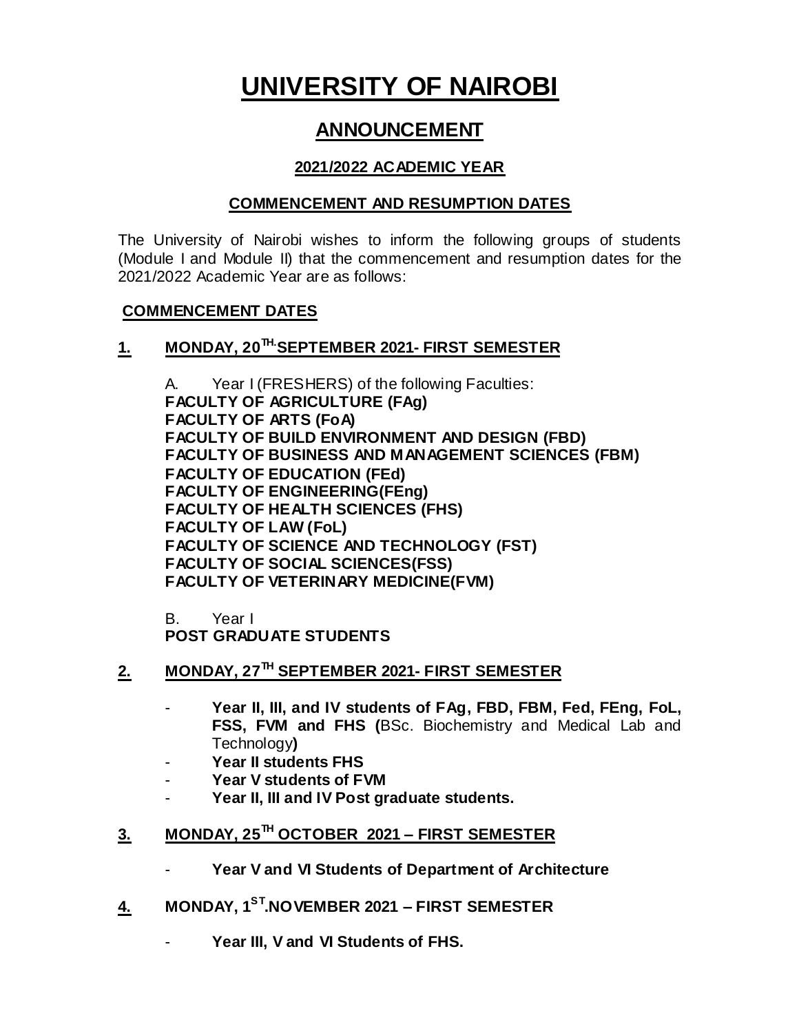# UNIVERSITY OF NAIROBI

## ANNOUNCEMENT

### 2021/2022 ACADEMIC YEAR

### COMMENCEMENT AND RESUMPTION DATES

The University of Nairobi wishes to inform the following groups of students (Module I and Module II) that the commencement and resumption dates for the 2021/2022 Academic Year are as follows:

**COMMENCEMENT DATES**

**1. MONDAY, 20TH. SEPTEMBER 2021- FIRST SEMESTER**

A. Year I (FRESHERS) of the following Faculties:
**FACULTY OF AGRICULTURE (FAg)**
**FACULTY OF ARTS (FoA)**
**FACULTY OF BUILD ENVIRONMENT AND DESIGN (FBD)**
**FACULTY OF BUSINESS AND MANAGEMENT SCIENCES (FBM)**
**FACULTY OF EDUCATION (FEd)**
**FACULTY OF ENGINEERING(FEng)**
**FACULTY OF HEALTH SCIENCES (FHS)**
**FACULTY OF LAW (FoL)**
**FACULTY OF SCIENCE AND TECHNOLOGY (FST)**
**FACULTY OF SOCIAL SCIENCES(FSS)**
**FACULTY OF VETERINARY MEDICINE(FVM)**

B. Year I
**POST GRADUATE STUDENTS**

**2. MONDAY, 27TH SEPTEMBER 2021- FIRST SEMESTER**

- **Year II, III, and IV students of FAg, FBD, FBM, Fed, FEng, FoL, FSS, FVM and FHS (**BSc. Biochemistry and Medical Lab and Technology**)**
- **Year II students FHS**
- **Year V students of FVM**
- **Year II, III and IV Post graduate students.**

**3. MONDAY, 25TH OCTOBER 2021 – FIRST SEMESTER**

- **Year V and VI Students of Department of Architecture**

**4. MONDAY, 1ST. NOVEMBER 2021 – FIRST SEMESTER**

- **Year III, V and VI Students of FHS.**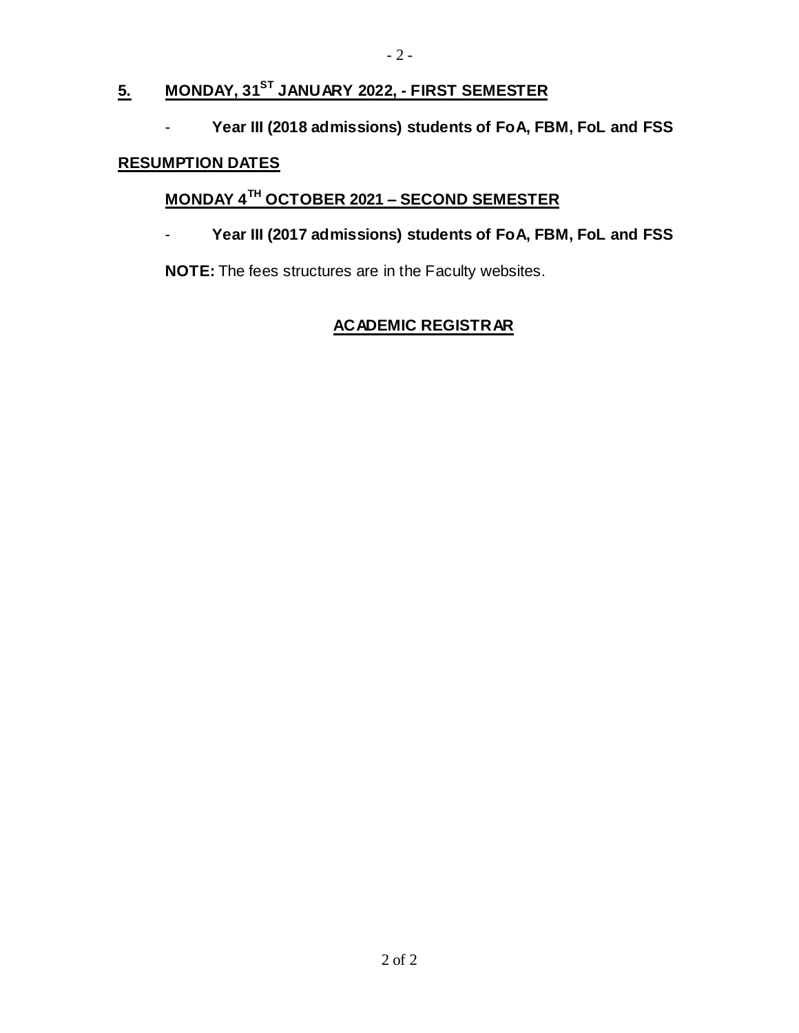**5. MONDAY, 31ST JANUARY 2022, - FIRST SEMESTER**

- **Year III (2018 admissions) students of FoA, FBM, FoL and FSS**

**RESUMPTION DATES**

**MONDAY 4TH OCTOBER 2021 – SECOND SEMESTER**

- **Year III (2017 admissions) students of FoA, FBM, FoL and FSS**

**NOTE:** The fees structures are in the Faculty websites.

**ACADEMIC REGISTRAR**